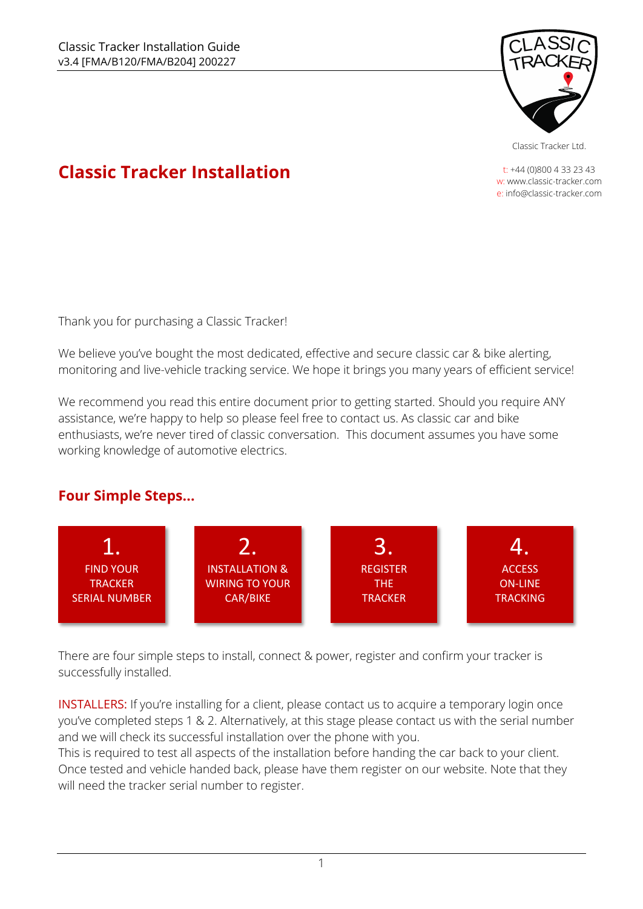Classic Tracker Installation Guide
v3.4 [FMA/B120/FMA/B204] 200227

Classic Tracker Ltd.

t: +44 (0)800 4 33 23 43
w: www.classic-tracker.com
e: info@classic-tracker.com

# Classic Tracker Installation

Thank you for purchasing a Classic Tracker!

We believe you've bought the most dedicated, effective and secure classic car & bike alerting, monitoring and live-vehicle tracking service. We hope it brings you many years of efficient service!

We recommend you read this entire document prior to getting started. Should you require ANY assistance, we're happy to help so please feel free to contact us. As classic car and bike enthusiasts, we're never tired of classic conversation. This document assumes you have some working knowledge of automotive electrics.

## Four Simple Steps...

1. FIND YOUR TRACKER SERIAL NUMBER
2. INSTALLATION & WIRING TO YOUR CAR/BIKE
3. REGISTER THE TRACKER
4. ACCESS ON-LINE TRACKING

There are four simple steps to install, connect & power, register and confirm your tracker is successfully installed.

INSTALLERS: If you're installing for a client, please contact us to acquire a temporary login once you've completed steps 1 & 2. Alternatively, at this stage please contact us with the serial number and we will check its successful installation over the phone with you.
This is required to test all aspects of the installation before handing the car back to your client. Once tested and vehicle handed back, please have them register on our website. Note that they will need the tracker serial number to register.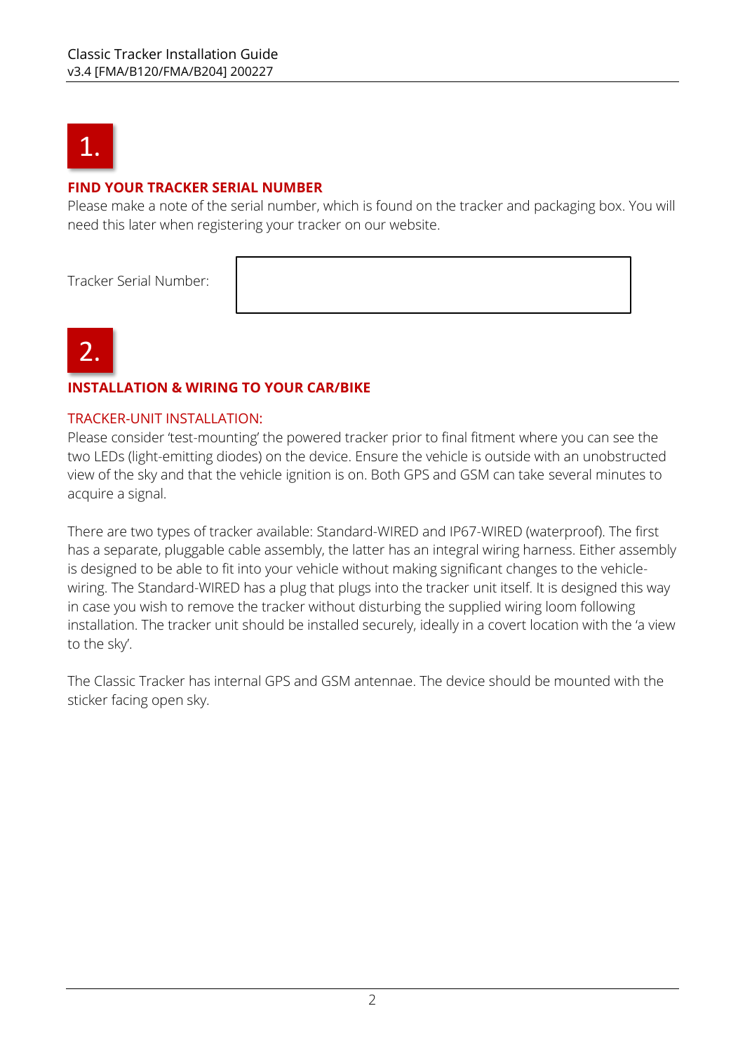# 1.

## FIND YOUR TRACKER SERIAL NUMBER

Please make a note of the serial number, which is found on the tracker and packaging box. You will need this later when registering your tracker on our website.

| Tracker Serial Number: | |
|---|---|

# 2.

## INSTALLATION & WIRING TO YOUR CAR/BIKE

### TRACKER-UNIT INSTALLATION:

Please consider 'test-mounting' the powered tracker prior to final fitment where you can see the two LEDs (light-emitting diodes) on the device. Ensure the vehicle is outside with an unobstructed view of the sky and that the vehicle ignition is on. Both GPS and GSM can take several minutes to acquire a signal.

There are two types of tracker available: Standard-WIRED and IP67-WIRED (waterproof). The first has a separate, pluggable cable assembly, the latter has an integral wiring harness. Either assembly is designed to be able to fit into your vehicle without making significant changes to the vehicle-wiring. The Standard-WIRED has a plug that plugs into the tracker unit itself. It is designed this way in case you wish to remove the tracker without disturbing the supplied wiring loom following installation. The tracker unit should be installed securely, ideally in a covert location with the 'a view to the sky'.

The Classic Tracker has internal GPS and GSM antennae. The device should be mounted with the sticker facing open sky.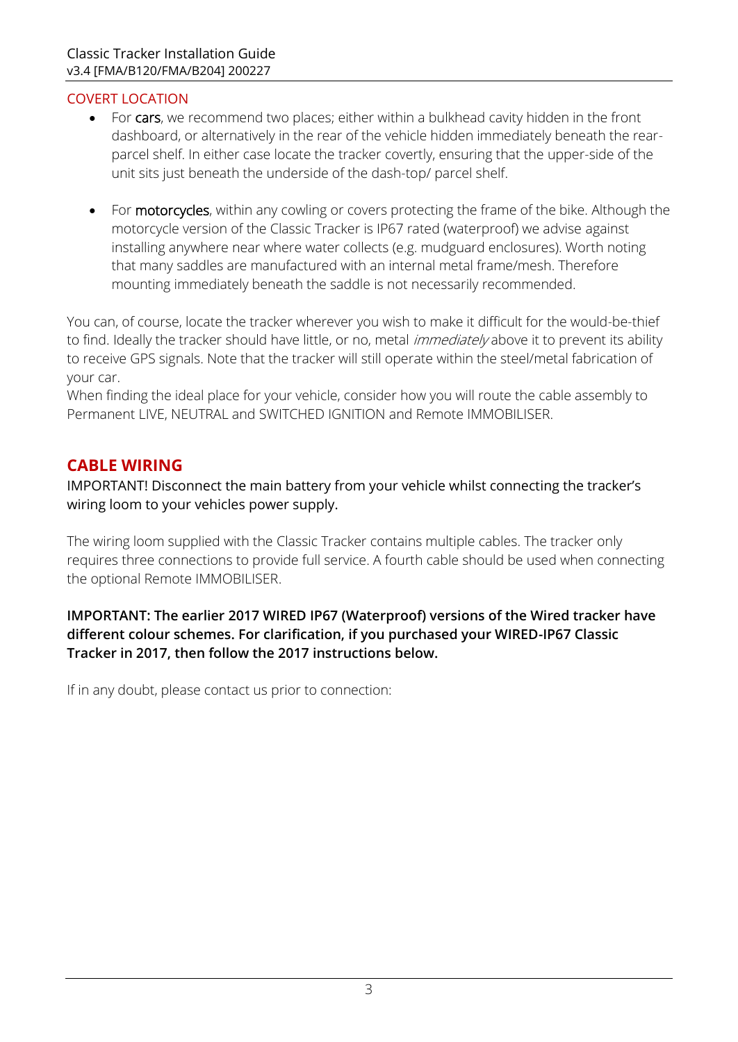COVERT LOCATION

- For **cars**, we recommend two places; either within a bulkhead cavity hidden in the front dashboard, or alternatively in the rear of the vehicle hidden immediately beneath the rear-parcel shelf. In either case locate the tracker covertly, ensuring that the upper-side of the unit sits just beneath the underside of the dash-top/ parcel shelf.

- For **motorcycles**, within any cowling or covers protecting the frame of the bike. Although the motorcycle version of the Classic Tracker is IP67 rated (waterproof) we advise against installing anywhere near where water collects (e.g. mudguard enclosures). Worth noting that many saddles are manufactured with an internal metal frame/mesh. Therefore mounting immediately beneath the saddle is not necessarily recommended.

You can, of course, locate the tracker wherever you wish to make it difficult for the would-be-thief to find. Ideally the tracker should have little, or no, metal *immediately* above it to prevent its ability to receive GPS signals. Note that the tracker will still operate within the steel/metal fabrication of your car.
When finding the ideal place for your vehicle, consider how you will route the cable assembly to Permanent LIVE, NEUTRAL and SWITCHED IGNITION and Remote IMMOBILISER.

## CABLE WIRING

IMPORTANT! Disconnect the main battery from your vehicle whilst connecting the tracker's wiring loom to your vehicles power supply.

The wiring loom supplied with the Classic Tracker contains multiple cables. The tracker only requires three connections to provide full service. A fourth cable should be used when connecting the optional Remote IMMOBILISER.

**IMPORTANT: The earlier 2017 WIRED IP67 (Waterproof) versions of the Wired tracker have different colour schemes. For clarification, if you purchased your WIRED-IP67 Classic Tracker in 2017, then follow the 2017 instructions below.**

If in any doubt, please contact us prior to connection: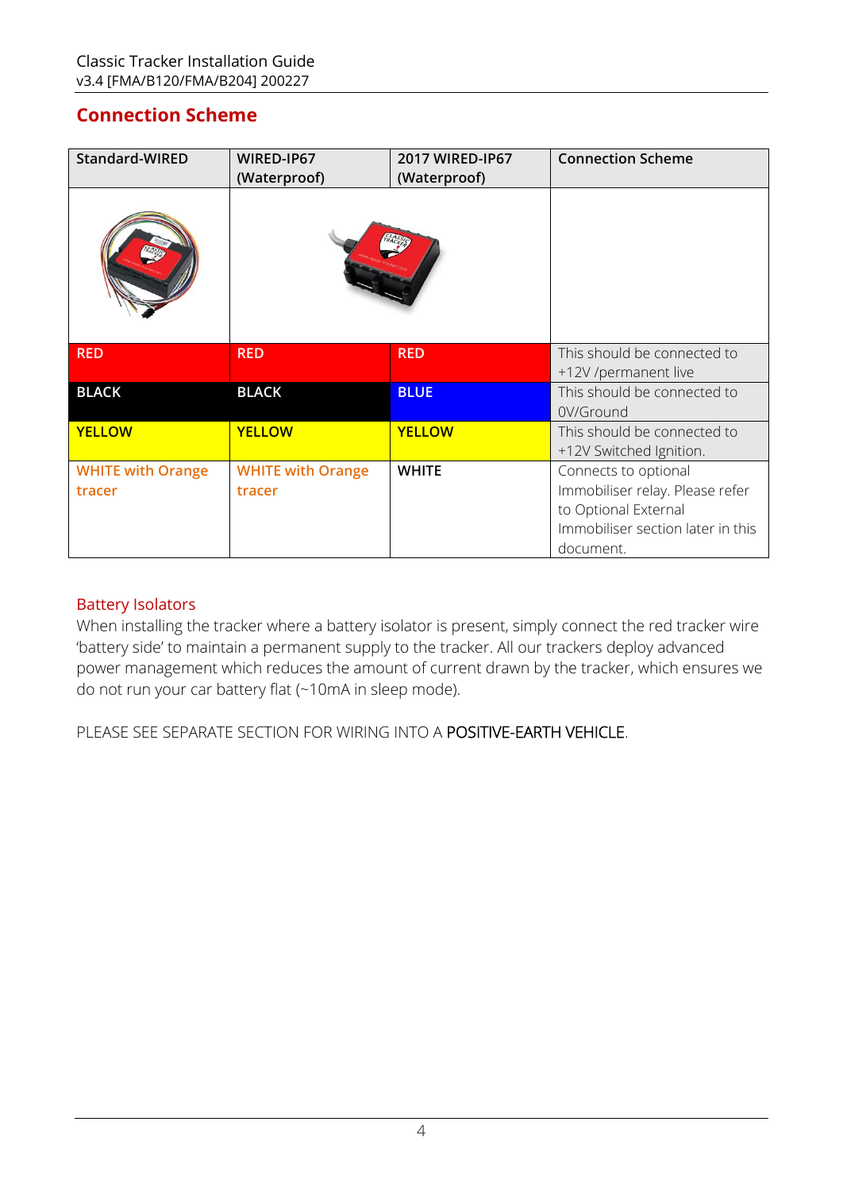## Connection Scheme

| Standard-WIRED | WIRED-IP67 (Waterproof) | 2017 WIRED-IP67 (Waterproof) | Connection Scheme |
|---|---|---|---|
| | | | |
| RED | RED | RED | This should be connected to +12V /permanent live |
| BLACK | BLACK | BLUE | This should be connected to 0V/Ground |
| YELLOW | YELLOW | YELLOW | This should be connected to +12V Switched Ignition. |
| WHITE with Orange tracer | WHITE with Orange tracer | WHITE | Connects to optional Immobiliser relay. Please refer to Optional External Immobiliser section later in this document. |

### Battery Isolators

When installing the tracker where a battery isolator is present, simply connect the red tracker wire 'battery side' to maintain a permanent supply to the tracker. All our trackers deploy advanced power management which reduces the amount of current drawn by the tracker, which ensures we do not run your car battery flat (~10mA in sleep mode).

PLEASE SEE SEPARATE SECTION FOR WIRING INTO A POSITIVE-EARTH VEHICLE.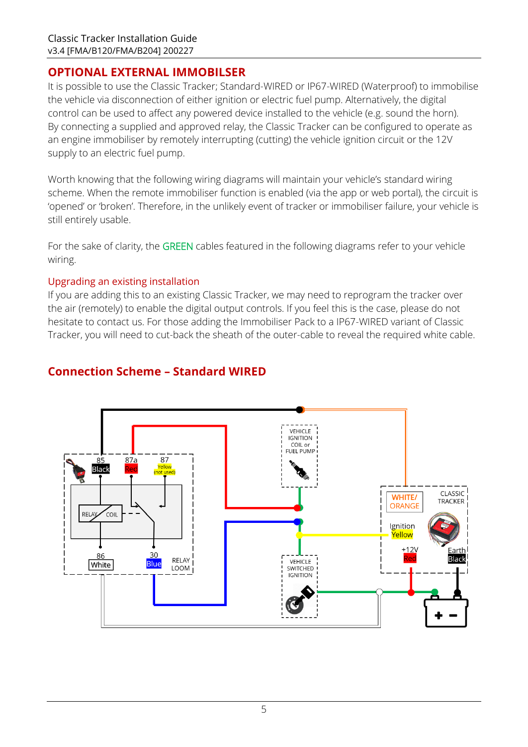# OPTIONAL EXTERNAL IMMOBILSER

It is possible to use the Classic Tracker; Standard-WIRED or IP67-WIRED (Waterproof) to immobilise the vehicle via disconnection of either ignition or electric fuel pump. Alternatively, the digital control can be used to affect any powered device installed to the vehicle (e.g. sound the horn). By connecting a supplied and approved relay, the Classic Tracker can be configured to operate as an engine immobiliser by remotely interrupting (cutting) the vehicle ignition circuit or the 12V supply to an electric fuel pump.

Worth knowing that the following wiring diagrams will maintain your vehicle's standard wiring scheme. When the remote immobiliser function is enabled (via the app or web portal), the circuit is 'opened' or 'broken'. Therefore, in the unlikely event of tracker or immobiliser failure, your vehicle is still entirely usable.

For the sake of clarity, the GREEN cables featured in the following diagrams refer to your vehicle wiring.

## Upgrading an existing installation

If you are adding this to an existing Classic Tracker, we may need to reprogram the tracker over the air (remotely) to enable the digital output controls. If you feel this is the case, please do not hesitate to contact us. For those adding the Immobiliser Pack to a IP67-WIRED variant of Classic Tracker, you will need to cut-back the sheath of the outer-cable to reveal the required white cable.

## Connection Scheme – Standard WIRED

85 Black | 87a Red | 87 Yellow (not used) | RELAY COIL | 86 White | 30 Blue | RELAY LOOM | VEHICLE IGNITION COIL or FUEL PUMP | VEHICLE SWITCHED IGNITION | WHITE/ ORANGE | CLASSIC TRACKER | Ignition Yellow | +12V Red | Earth Black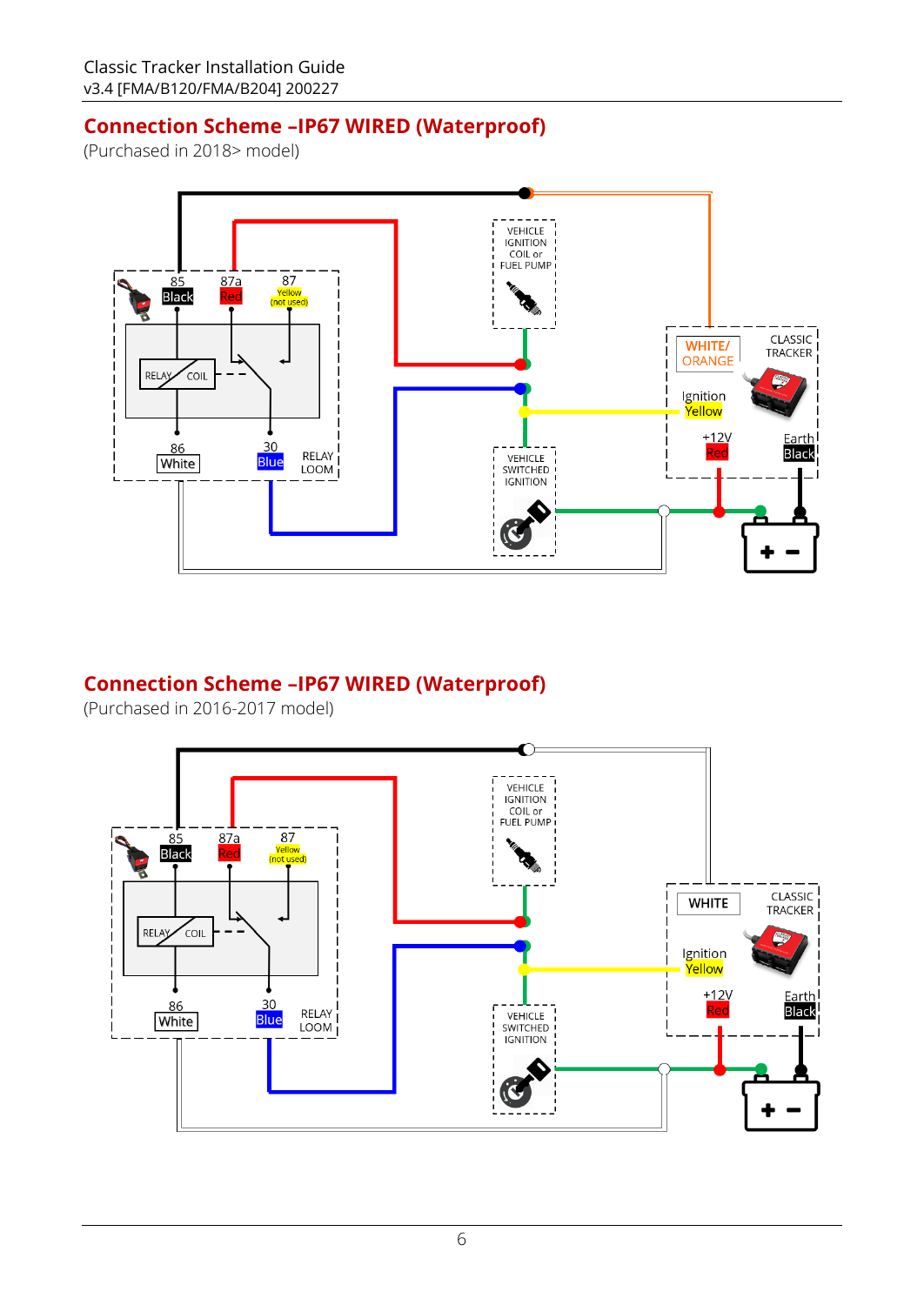## Connection Scheme –IP67 WIRED (Waterproof)

(Purchased in 2018> model)

85 Black | 87a Red | 87 Yellow (not used)

RELAY COIL

86 White | 30 Blue | RELAY LOOM

VEHICLE IGNITION COIL or FUEL PUMP

VEHICLE SWITCHED IGNITION

WHITE/ ORANGE

CLASSIC TRACKER

Ignition Yellow

+12V Red

Earth Black

## Connection Scheme –IP67 WIRED (Waterproof)

(Purchased in 2016-2017 model)

85 Black | 87a Red | 87 Yellow (not used)

RELAY COIL

86 White | 30 Blue | RELAY LOOM

VEHICLE IGNITION COIL or FUEL PUMP

VEHICLE SWITCHED IGNITION

WHITE

CLASSIC TRACKER

Ignition Yellow

+12V Red

Earth Black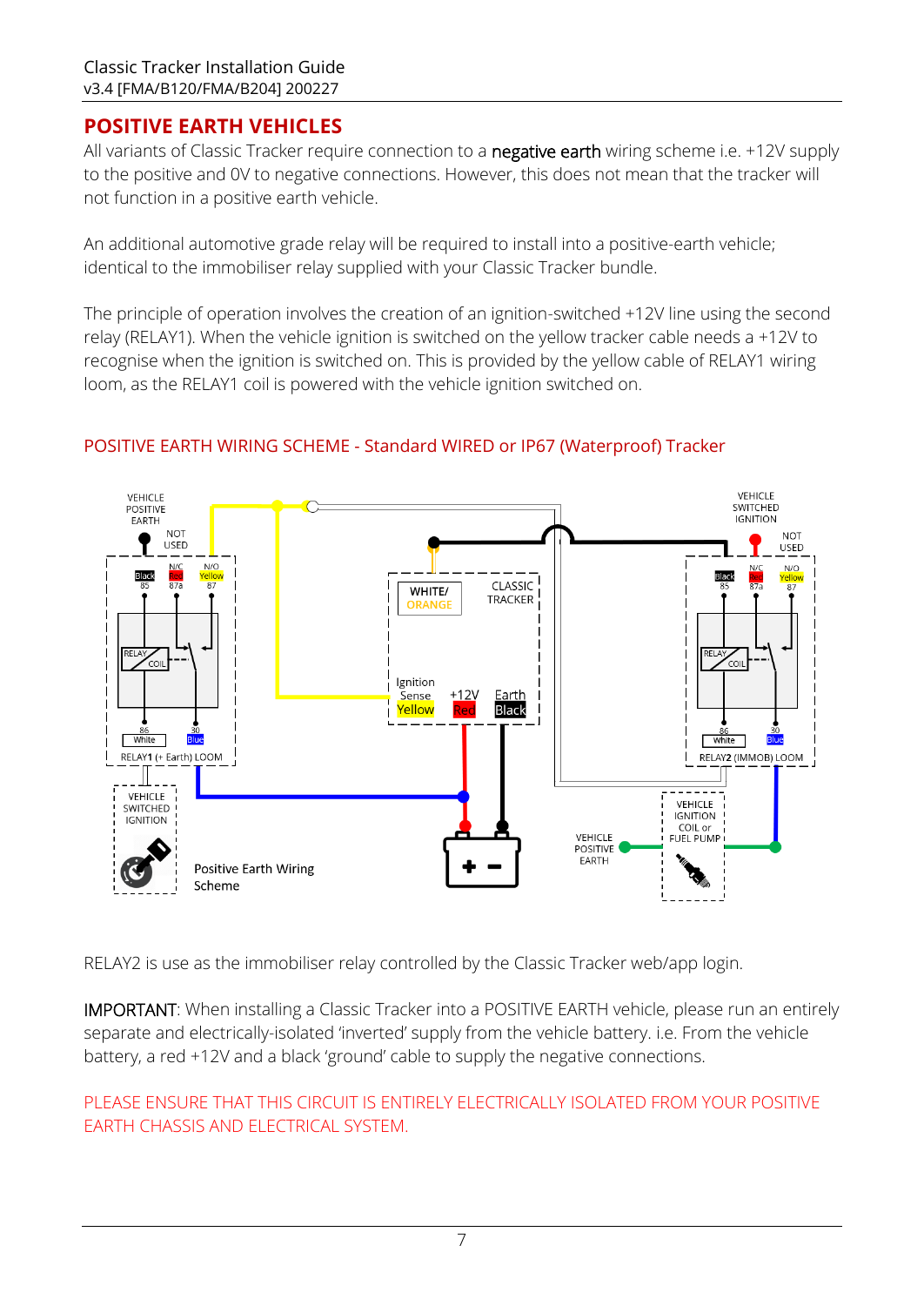## POSITIVE EARTH VEHICLES

All variants of Classic Tracker require connection to a **negative earth** wiring scheme i.e. +12V supply to the positive and 0V to negative connections. However, this does not mean that the tracker will not function in a positive earth vehicle.

An additional automotive grade relay will be required to install into a positive-earth vehicle; identical to the immobiliser relay supplied with your Classic Tracker bundle.

The principle of operation involves the creation of an ignition-switched +12V line using the second relay (RELAY1). When the vehicle ignition is switched on the yellow tracker cable needs a +12V to recognise when the ignition is switched on. This is provided by the yellow cable of RELAY1 wiring loom, as the RELAY1 coil is powered with the vehicle ignition switched on.

### POSITIVE EARTH WIRING SCHEME - Standard WIRED or IP67 (Waterproof) Tracker

VEHICLE POSITIVE EARTH | NOT USED | N/C Red 87a | N/O Yellow 87 | Black 85 | RELAY COIL | 86 White | 30 Blue | RELAY1 (+ Earth) LOOM

VEHICLE SWITCHED IGNITION

WHITE/ ORANGE | CLASSIC TRACKER | Ignition Sense Yellow | +12V Red | Earth Black

VEHICLE SWITCHED IGNITION | NOT USED | N/C Red 87a | N/O Yellow 87 | Black 85 | RELAY COIL | 86 White | 30 Blue | RELAY2 (IMMOB) LOOM

VEHICLE IGNITION COIL or FUEL PUMP | VEHICLE POSITIVE EARTH

Positive Earth Wiring Scheme

RELAY2 is use as the immobiliser relay controlled by the Classic Tracker web/app login.

**IMPORTANT**: When installing a Classic Tracker into a POSITIVE EARTH vehicle, please run an entirely separate and electrically-isolated 'inverted' supply from the vehicle battery. i.e. From the vehicle battery, a red +12V and a black 'ground' cable to supply the negative connections.

PLEASE ENSURE THAT THIS CIRCUIT IS ENTIRELY ELECTRICALLY ISOLATED FROM YOUR POSITIVE EARTH CHASSIS AND ELECTRICAL SYSTEM.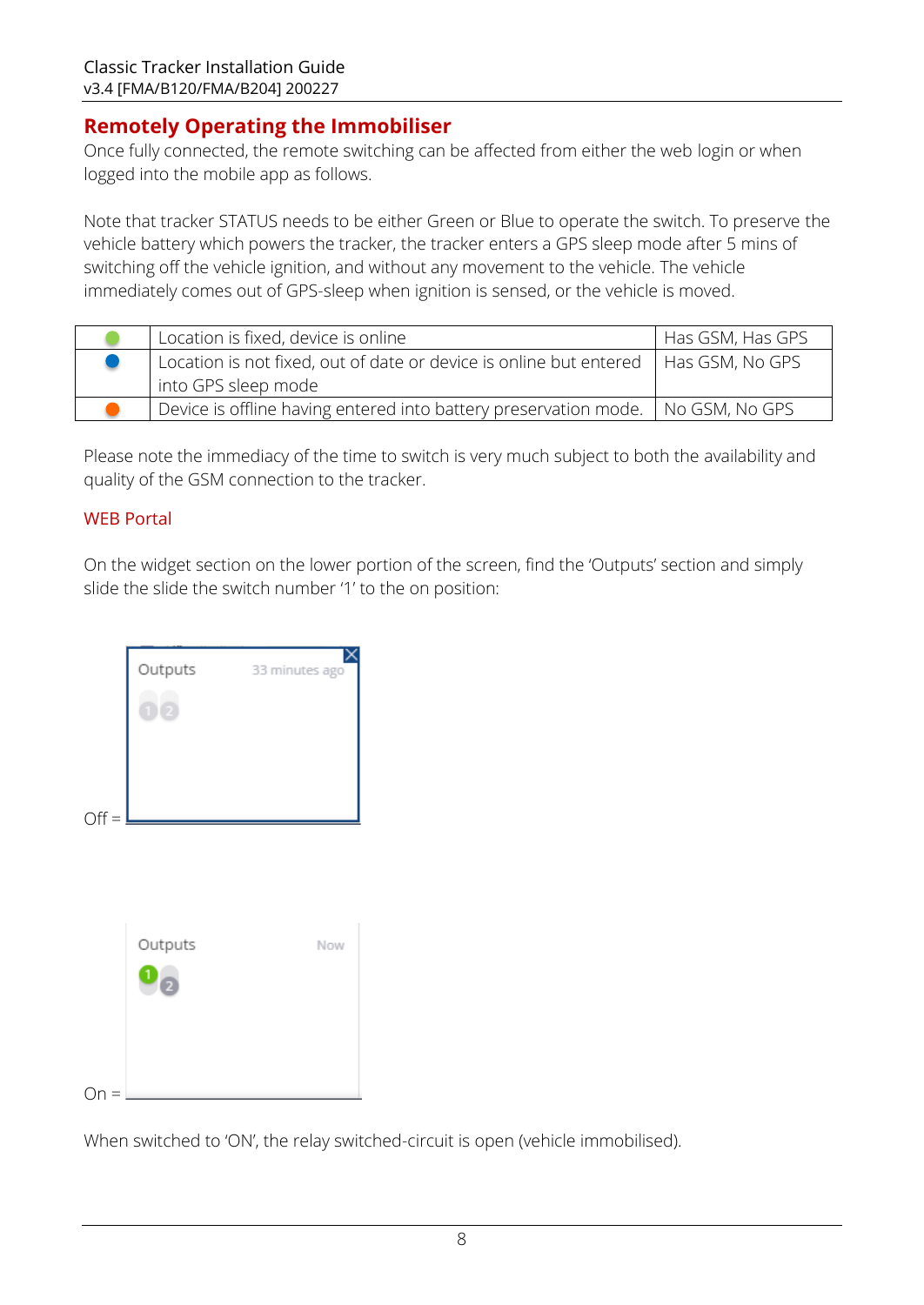## Remotely Operating the Immobiliser

Once fully connected, the remote switching can be affected from either the web login or when logged into the mobile app as follows.

Note that tracker STATUS needs to be either Green or Blue to operate the switch. To preserve the vehicle battery which powers the tracker, the tracker enters a GPS sleep mode after 5 mins of switching off the vehicle ignition, and without any movement to the vehicle. The vehicle immediately comes out of GPS-sleep when ignition is sensed, or the vehicle is moved.

| | | |
|---|---|---|
| 🟢 | Location is fixed, device is online | Has GSM, Has GPS |
| 🔵 | Location is not fixed, out of date or device is online but entered into GPS sleep mode | Has GSM, No GPS |
| 🟠 | Device is offline having entered into battery preservation mode. | No GSM, No GPS |

Please note the immediacy of the time to switch is very much subject to both the availability and quality of the GSM connection to the tracker.

### WEB Portal

On the widget section on the lower portion of the screen, find the 'Outputs' section and simply slide the slide the switch number '1' to the on position:

Off =

On =

When switched to 'ON', the relay switched-circuit is open (vehicle immobilised).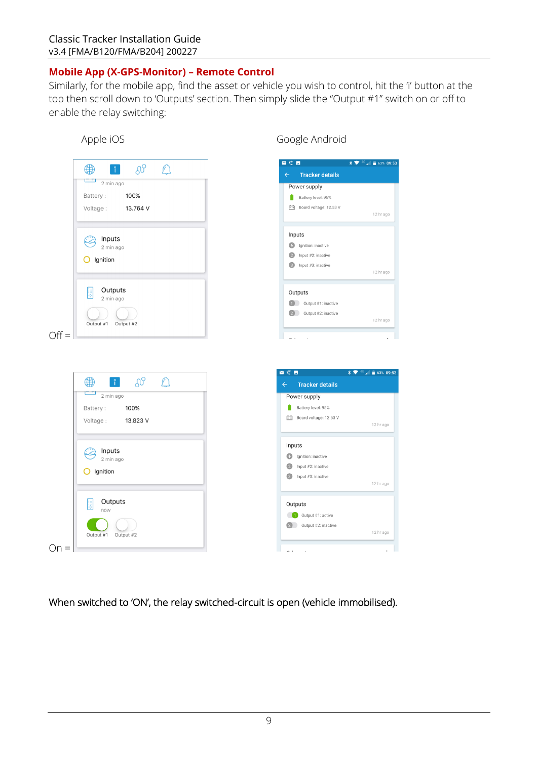## Mobile App (X-GPS-Monitor) – Remote Control

Similarly, for the mobile app, find the asset or vehicle you wish to control, hit the 'i' button at the top then scroll down to 'Outputs' section. Then simply slide the "Output #1" switch on or off to enable the relay switching:

Apple iOS

Google Android

Off =

On =

When switched to 'ON', the relay switched-circuit is open (vehicle immobilised).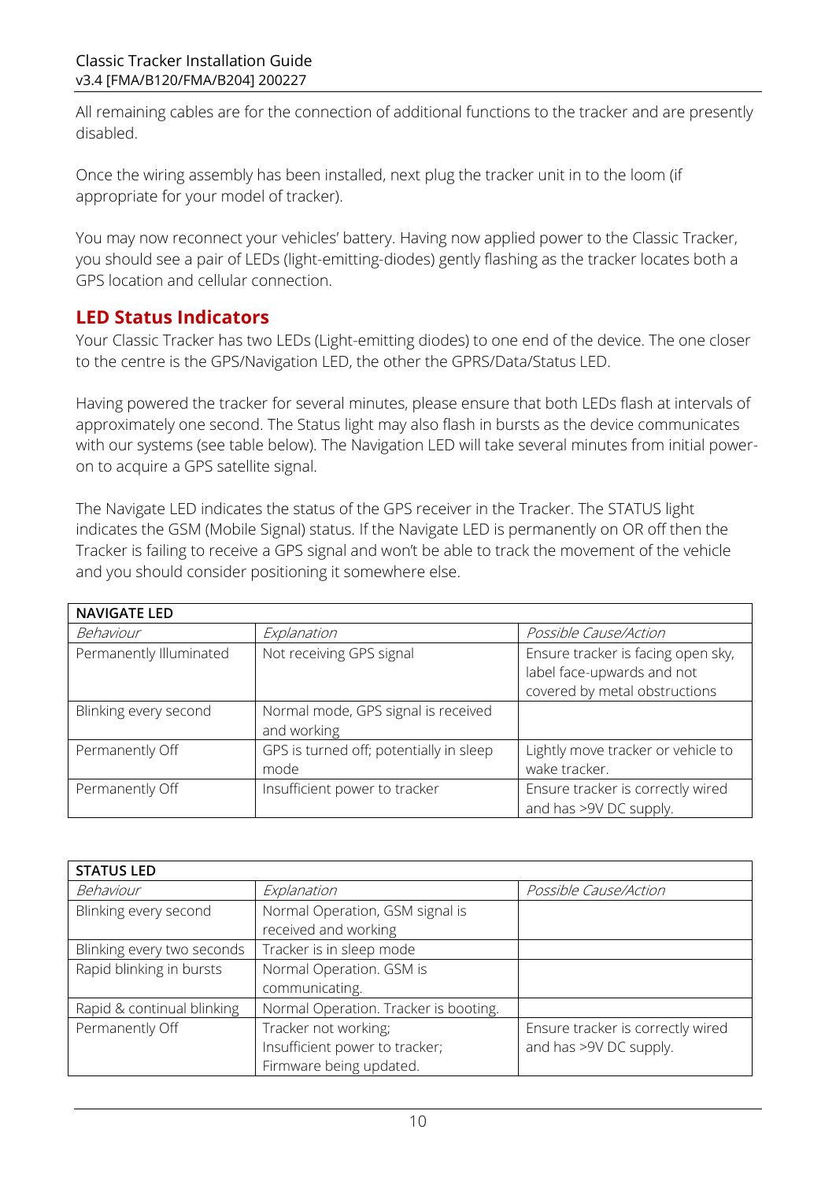All remaining cables are for the connection of additional functions to the tracker and are presently disabled.

Once the wiring assembly has been installed, next plug the tracker unit in to the loom (if appropriate for your model of tracker).

You may now reconnect your vehicles' battery. Having now applied power to the Classic Tracker, you should see a pair of LEDs (light-emitting-diodes) gently flashing as the tracker locates both a GPS location and cellular connection.

## LED Status Indicators

Your Classic Tracker has two LEDs (Light-emitting diodes) to one end of the device. The one closer to the centre is the GPS/Navigation LED, the other the GPRS/Data/Status LED.

Having powered the tracker for several minutes, please ensure that both LEDs flash at intervals of approximately one second. The Status light may also flash in bursts as the device communicates with our systems (see table below). The Navigation LED will take several minutes from initial power-on to acquire a GPS satellite signal.

The Navigate LED indicates the status of the GPS receiver in the Tracker. The STATUS light indicates the GSM (Mobile Signal) status. If the Navigate LED is permanently on OR off then the Tracker is failing to receive a GPS signal and won't be able to track the movement of the vehicle and you should consider positioning it somewhere else.

| **NAVIGATE LED** | | |
|---|---|---|
| *Behaviour* | *Explanation* | *Possible Cause/Action* |
| Permanently Illuminated | Not receiving GPS signal | Ensure tracker is facing open sky, label face-upwards and not covered by metal obstructions |
| Blinking every second | Normal mode, GPS signal is received and working | |
| Permanently Off | GPS is turned off; potentially in sleep mode | Lightly move tracker or vehicle to wake tracker. |
| Permanently Off | Insufficient power to tracker | Ensure tracker is correctly wired and has >9V DC supply. |

| **STATUS LED** | | |
|---|---|---|
| *Behaviour* | *Explanation* | *Possible Cause/Action* |
| Blinking every second | Normal Operation, GSM signal is received and working | |
| Blinking every two seconds | Tracker is in sleep mode | |
| Rapid blinking in bursts | Normal Operation. GSM is communicating. | |
| Rapid & continual blinking | Normal Operation. Tracker is booting. | |
| Permanently Off | Tracker not working; Insufficient power to tracker; Firmware being updated. | Ensure tracker is correctly wired and has >9V DC supply. |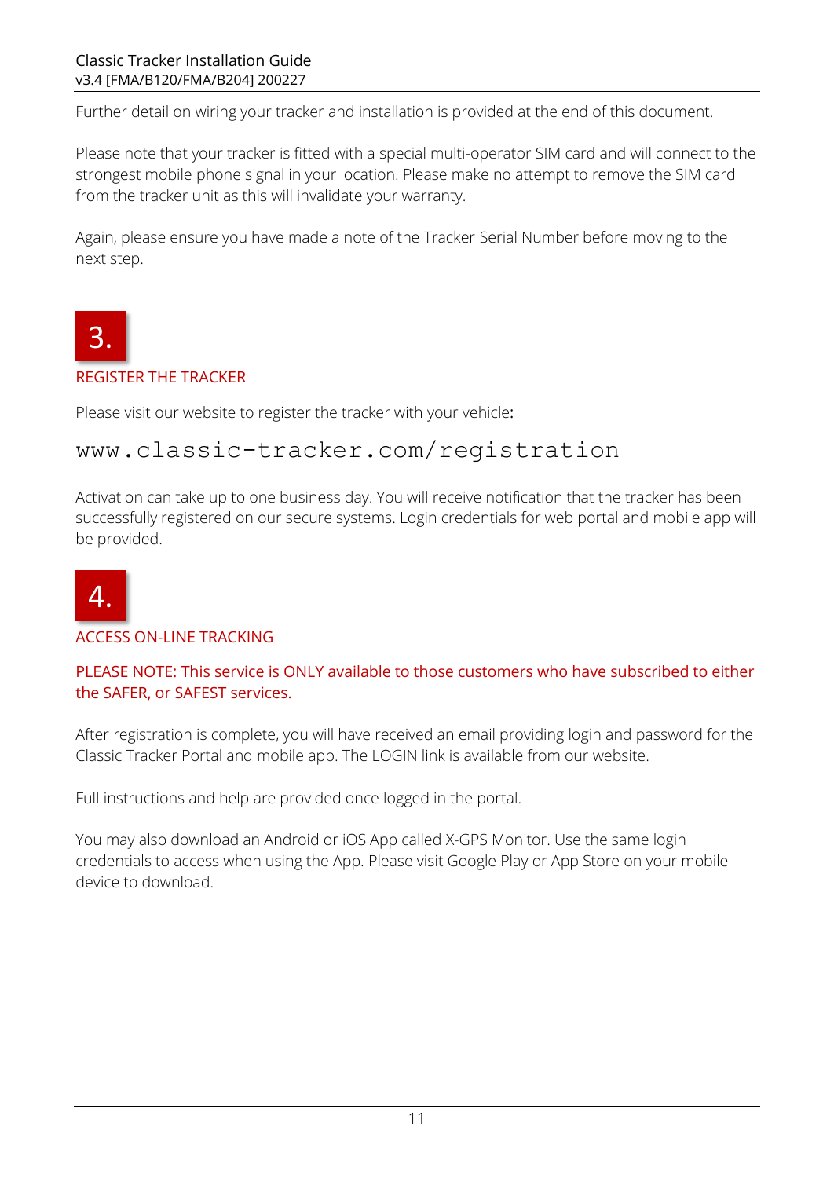Further detail on wiring your tracker and installation is provided at the end of this document.

Please note that your tracker is fitted with a special multi-operator SIM card and will connect to the strongest mobile phone signal in your location. Please make no attempt to remove the SIM card from the tracker unit as this will invalidate your warranty.

Again, please ensure you have made a note of the Tracker Serial Number before moving to the next step.

## 3.

### REGISTER THE TRACKER

Please visit our website to register the tracker with your vehicle:

`www.classic-tracker.com/registration`

Activation can take up to one business day. You will receive notification that the tracker has been successfully registered on our secure systems. Login credentials for web portal and mobile app will be provided.

## 4.

### ACCESS ON-LINE TRACKING

PLEASE NOTE: This service is ONLY available to those customers who have subscribed to either the SAFER, or SAFEST services.

After registration is complete, you will have received an email providing login and password for the Classic Tracker Portal and mobile app. The LOGIN link is available from our website.

Full instructions and help are provided once logged in the portal.

You may also download an Android or iOS App called X-GPS Monitor. Use the same login credentials to access when using the App. Please visit Google Play or App Store on your mobile device to download.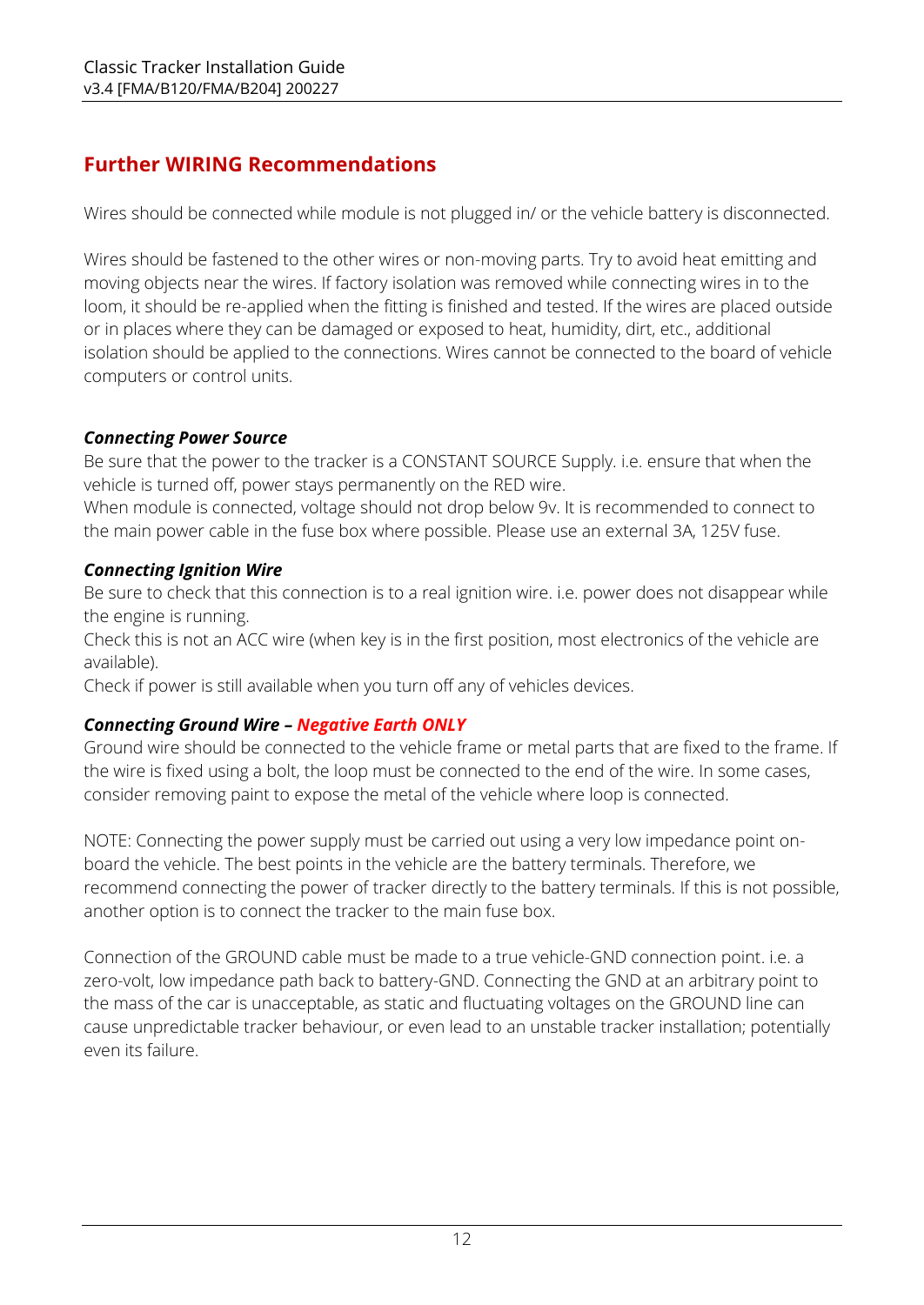## Further WIRING Recommendations

Wires should be connected while module is not plugged in/ or the vehicle battery is disconnected.

Wires should be fastened to the other wires or non-moving parts. Try to avoid heat emitting and moving objects near the wires. If factory isolation was removed while connecting wires in to the loom, it should be re-applied when the fitting is finished and tested. If the wires are placed outside or in places where they can be damaged or exposed to heat, humidity, dirt, etc., additional isolation should be applied to the connections. Wires cannot be connected to the board of vehicle computers or control units.

***Connecting Power Source***

Be sure that the power to the tracker is a CONSTANT SOURCE Supply. i.e. ensure that when the vehicle is turned off, power stays permanently on the RED wire.
When module is connected, voltage should not drop below 9v. It is recommended to connect to the main power cable in the fuse box where possible. Please use an external 3A, 125V fuse.

***Connecting Ignition Wire***

Be sure to check that this connection is to a real ignition wire. i.e. power does not disappear while the engine is running.
Check this is not an ACC wire (when key is in the first position, most electronics of the vehicle are available).
Check if power is still available when you turn off any of vehicles devices.

***Connecting Ground Wire – Negative Earth ONLY***

Ground wire should be connected to the vehicle frame or metal parts that are fixed to the frame. If the wire is fixed using a bolt, the loop must be connected to the end of the wire. In some cases, consider removing paint to expose the metal of the vehicle where loop is connected.

NOTE: Connecting the power supply must be carried out using a very low impedance point on-board the vehicle. The best points in the vehicle are the battery terminals. Therefore, we recommend connecting the power of tracker directly to the battery terminals. If this is not possible, another option is to connect the tracker to the main fuse box.

Connection of the GROUND cable must be made to a true vehicle-GND connection point. i.e. a zero-volt, low impedance path back to battery-GND. Connecting the GND at an arbitrary point to the mass of the car is unacceptable, as static and fluctuating voltages on the GROUND line can cause unpredictable tracker behaviour, or even lead to an unstable tracker installation; potentially even its failure.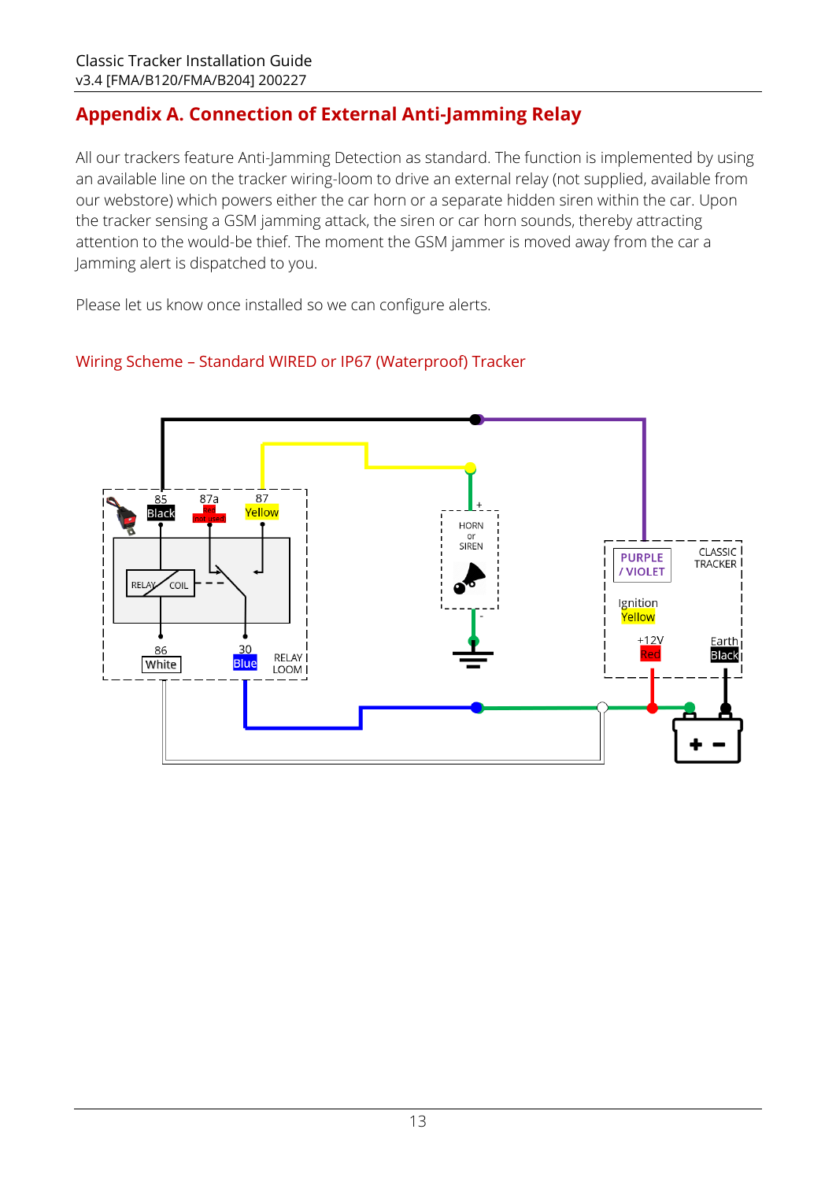# Appendix A. Connection of External Anti-Jamming Relay

All our trackers feature Anti-Jamming Detection as standard. The function is implemented by using an available line on the tracker wiring-loom to drive an external relay (not supplied, available from our webstore) which powers either the car horn or a separate hidden siren within the car. Upon the tracker sensing a GSM jamming attack, the siren or car horn sounds, thereby attracting attention to the would-be thief. The moment the GSM jammer is moved away from the car a Jamming alert is dispatched to you.

Please let us know once installed so we can configure alerts.

## Wiring Scheme – Standard WIRED or IP67 (Waterproof) Tracker

85
Black
87a
Red
(not used)
87
Yellow
RELAY
COIL
86
White
30
Blue
RELAY
LOOM
+
HORN
or
SIREN
-
PURPLE
/ VIOLET
CLASSIC
TRACKER
Ignition
Yellow
+12V
Red
Earth
Black
+ -